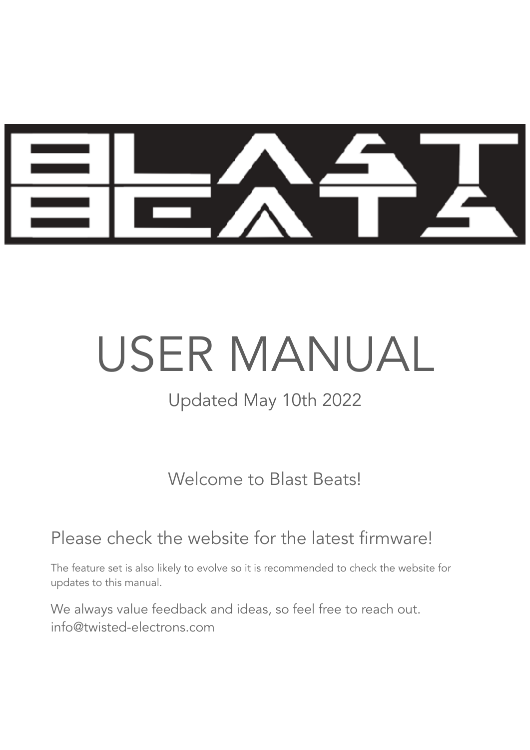# BLAST BEATS

# USER MANUAL

Updated May 10th 2022

Welcome to Blast Beats!

## Please check the website for the latest firmware!

The feature set is also likely to evolve so it is recommended to check the website for updates to this manual.

We always value feedback and ideas, so feel free to reach out.
info@twisted-electrons.com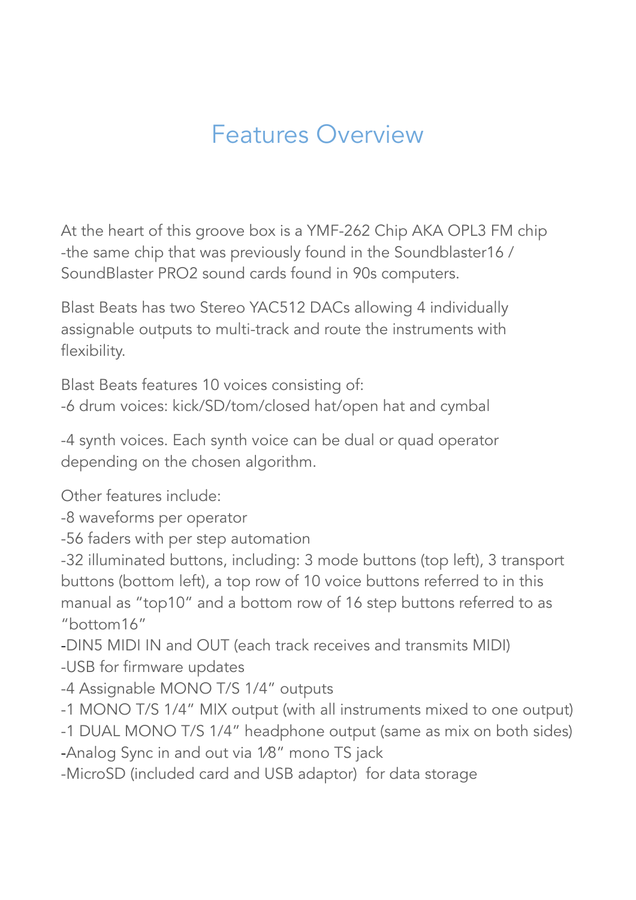# Features Overview

At the heart of this groove box is a YMF-262 Chip AKA OPL3 FM chip -the same chip that was previously found in the Soundblaster16 / SoundBlaster PRO2 sound cards found in 90s computers.

Blast Beats has two Stereo YAC512 DACs allowing 4 individually assignable outputs to multi-track and route the instruments with flexibility.

Blast Beats features 10 voices consisting of:
-6 drum voices: kick/SD/tom/closed hat/open hat and cymbal

-4 synth voices. Each synth voice can be dual or quad operator depending on the chosen algorithm.

Other features include:
-8 waveforms per operator
-56 faders with per step automation
-32 illuminated buttons, including: 3 mode buttons (top left), 3 transport buttons (bottom left), a top row of 10 voice buttons referred to in this manual as "top10" and a bottom row of 16 step buttons referred to as "bottom16"
-DIN5 MIDI IN and OUT (each track receives and transmits MIDI)
-USB for firmware updates
-4 Assignable MONO T/S 1/4" outputs
-1 MONO T/S 1/4" MIX output (with all instruments mixed to one output)
-1 DUAL MONO T/S 1/4" headphone output (same as mix on both sides)
-Analog Sync in and out via 1⁄8" mono TS jack
-MicroSD (included card and USB adaptor) for data storage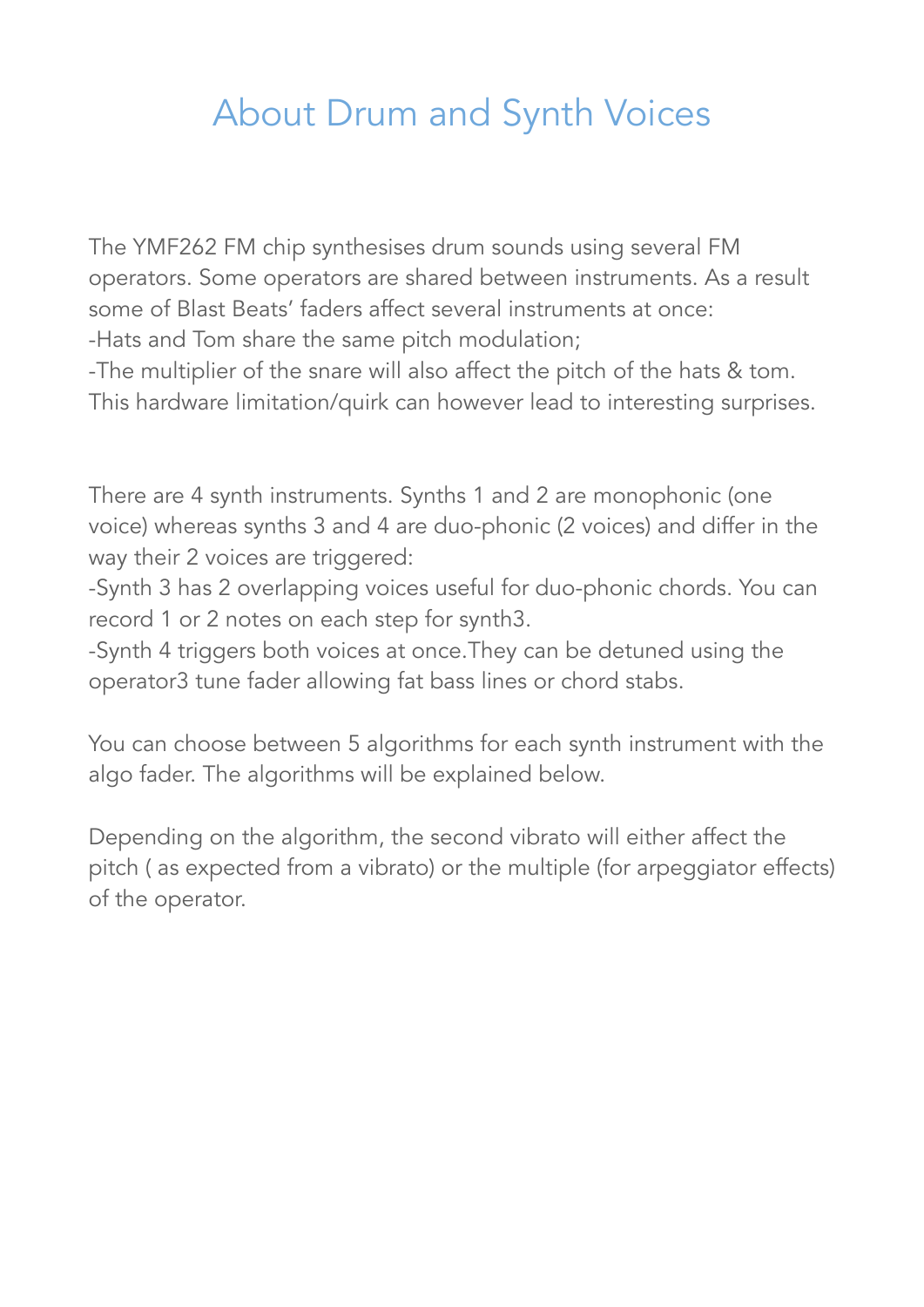# About Drum and Synth Voices

The YMF262 FM chip synthesises drum sounds using several FM operators. Some operators are shared between instruments. As a result some of Blast Beats' faders affect several instruments at once:
-Hats and Tom share the same pitch modulation;
-The multiplier of the snare will also affect the pitch of the hats & tom.
This hardware limitation/quirk can however lead to interesting surprises.

There are 4 synth instruments. Synths 1 and 2 are monophonic (one voice) whereas synths 3 and 4 are duo-phonic (2 voices) and differ in the way their 2 voices are triggered:
-Synth 3 has 2 overlapping voices useful for duo-phonic chords. You can record 1 or 2 notes on each step for synth3.
-Synth 4 triggers both voices at once.They can be detuned using the operator3 tune fader allowing fat bass lines or chord stabs.

You can choose between 5 algorithms for each synth instrument with the algo fader. The algorithms will be explained below.

Depending on the algorithm, the second vibrato will either affect the pitch ( as expected from a vibrato) or the multiple (for arpeggiator effects) of the operator.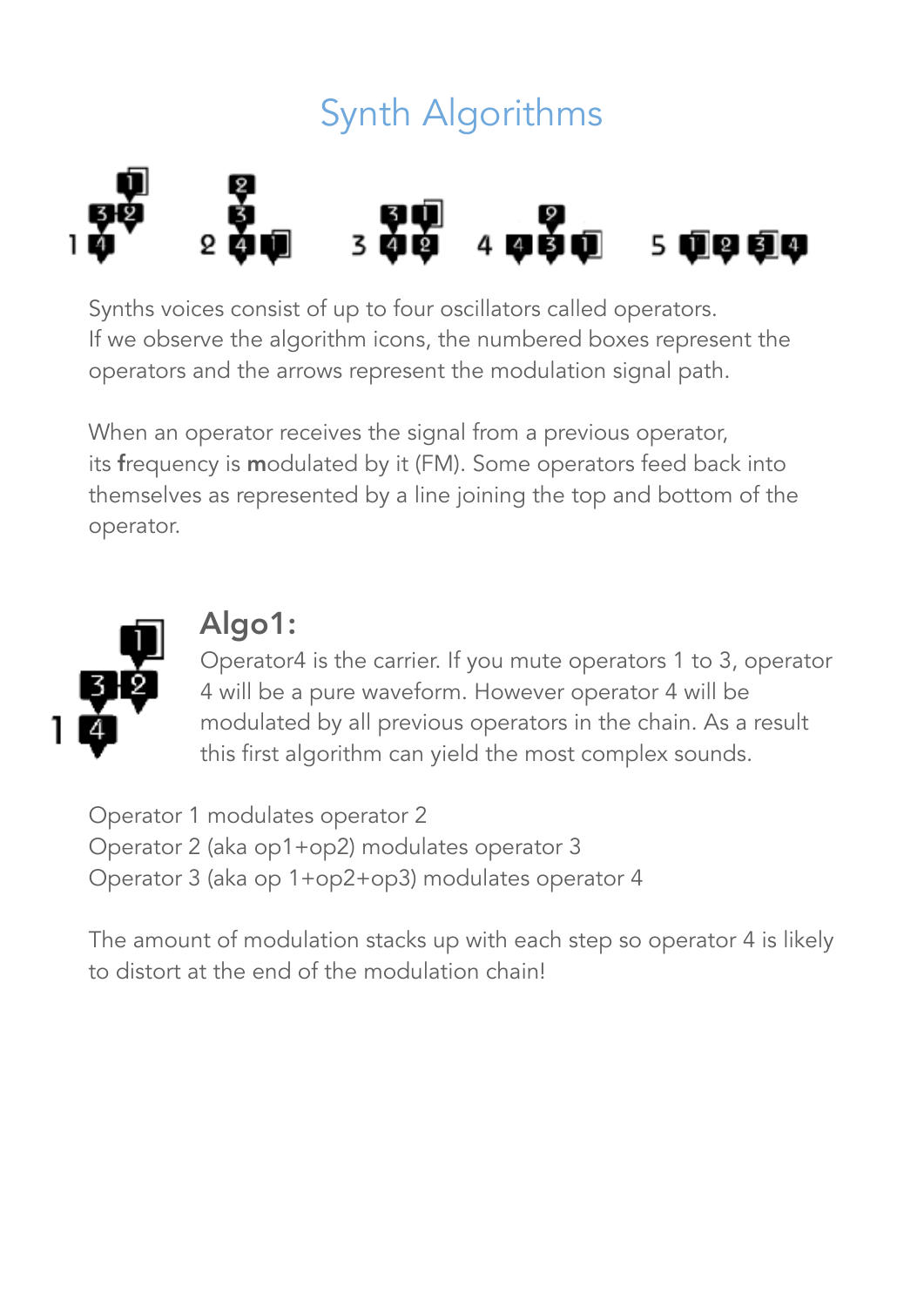# Synth Algorithms

Synths voices consist of up to four oscillators called operators.
If we observe the algorithm icons, the numbered boxes represent the operators and the arrows represent the modulation signal path.

When an operator receives the signal from a previous operator, its **f**requency is **m**odulated by it (FM). Some operators feed back into themselves as represented by a line joining the top and bottom of the operator.

## Algo1:

Operator4 is the carrier. If you mute operators 1 to 3, operator 4 will be a pure waveform. However operator 4 will be modulated by all previous operators in the chain. As a result this first algorithm can yield the most complex sounds.

Operator 1 modulates operator 2
Operator 2 (aka op1+op2) modulates operator 3
Operator 3 (aka op 1+op2+op3) modulates operator 4

The amount of modulation stacks up with each step so operator 4 is likely to distort at the end of the modulation chain!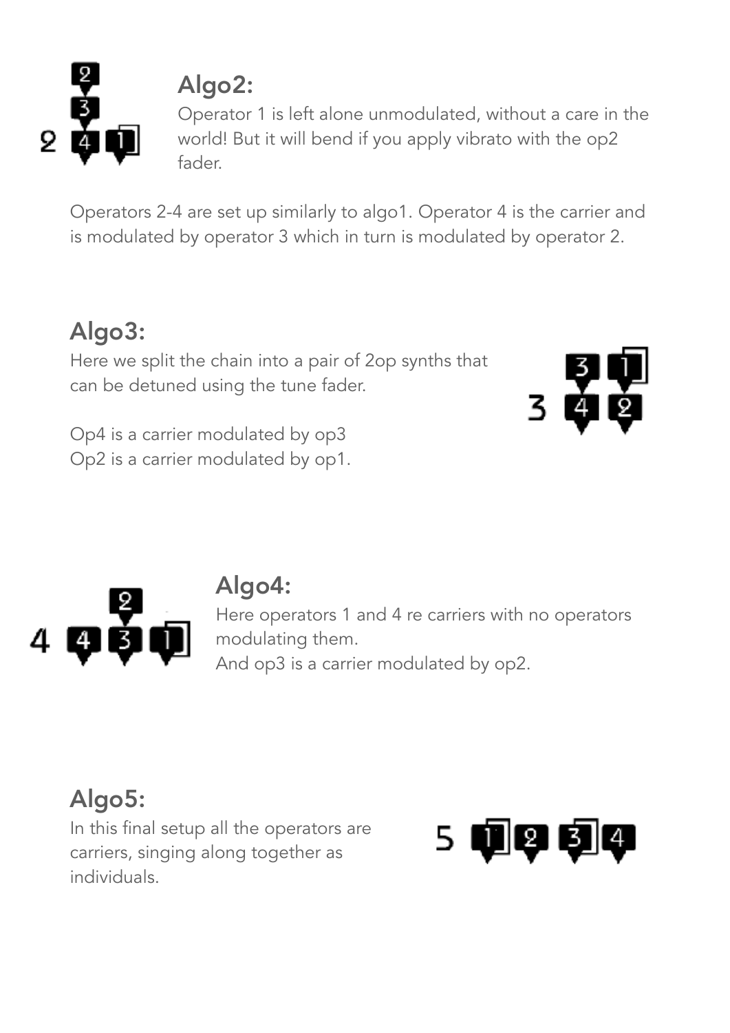## Algo2:

Operator 1 is left alone unmodulated, without a care in the world! But it will bend if you apply vibrato with the op2 fader.

Operators 2-4 are set up similarly to algo1. Operator 4 is the carrier and is modulated by operator 3 which in turn is modulated by operator 2.

## Algo3:

Here we split the chain into a pair of 2op synths that can be detuned using the tune fader.

Op4 is a carrier modulated by op3
Op2 is a carrier modulated by op1.

## Algo4:

Here operators 1 and 4 re carriers with no operators modulating them.
And op3 is a carrier modulated by op2.

## Algo5:

In this final setup all the operators are carriers, singing along together as individuals.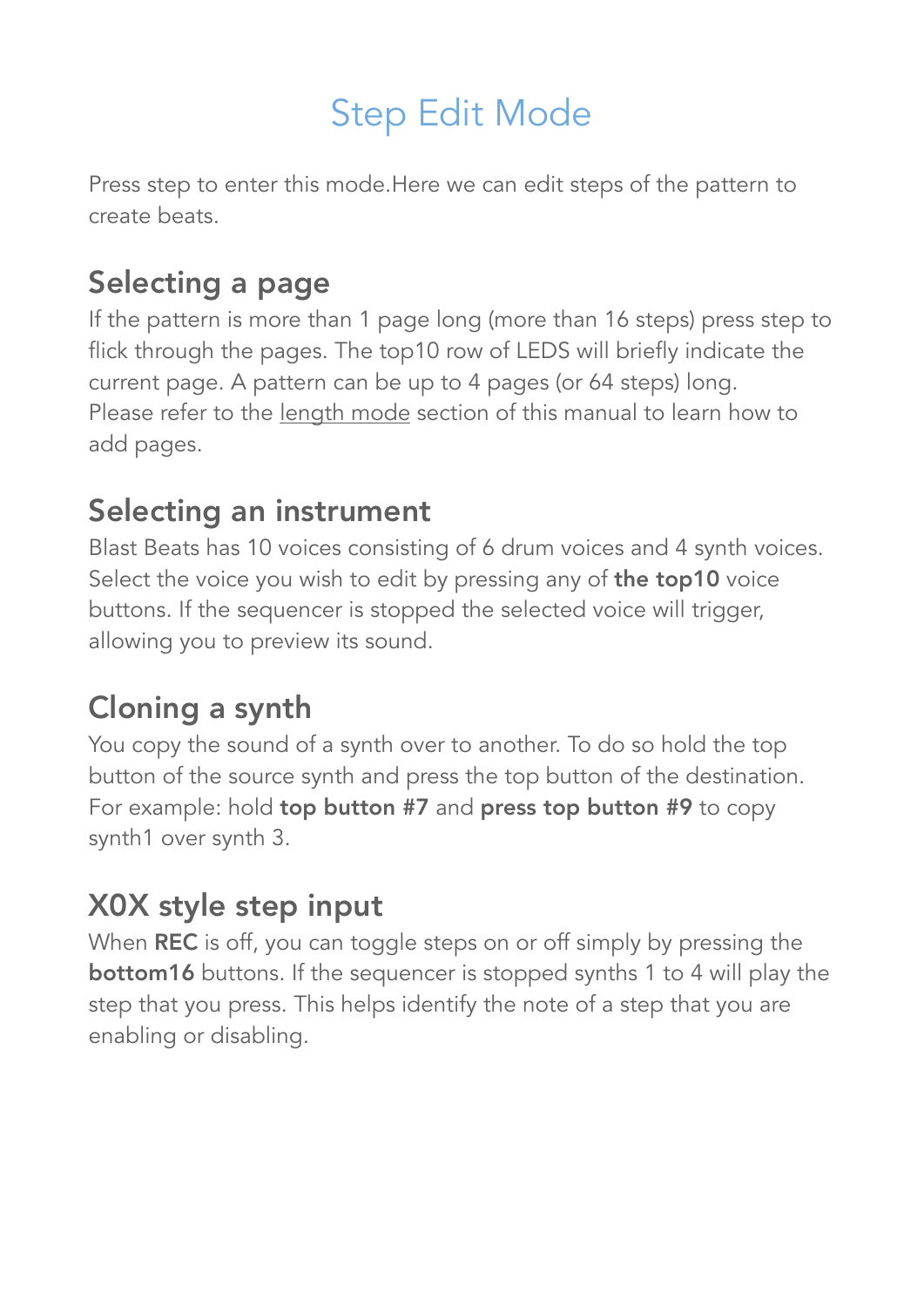# Step Edit Mode

Press step to enter this mode.Here we can edit steps of the pattern to create beats.

## Selecting a page

If the pattern is more than 1 page long (more than 16 steps) press step to flick through the pages. The top10 row of LEDS will briefly indicate the current page. A pattern can be up to 4 pages (or 64 steps) long. Please refer to the length mode section of this manual to learn how to add pages.

## Selecting an instrument

Blast Beats has 10 voices consisting of 6 drum voices and 4 synth voices. Select the voice you wish to edit by pressing any of **the top10** voice buttons. If the sequencer is stopped the selected voice will trigger, allowing you to preview its sound.

## Cloning a synth

You copy the sound of a synth over to another. To do so hold the top button of the source synth and press the top button of the destination. For example: hold **top button #7** and **press top button #9** to copy synth1 over synth 3.

## X0X style step input

When **REC** is off, you can toggle steps on or off simply by pressing the **bottom16** buttons. If the sequencer is stopped synths 1 to 4 will play the step that you press. This helps identify the note of a step that you are enabling or disabling.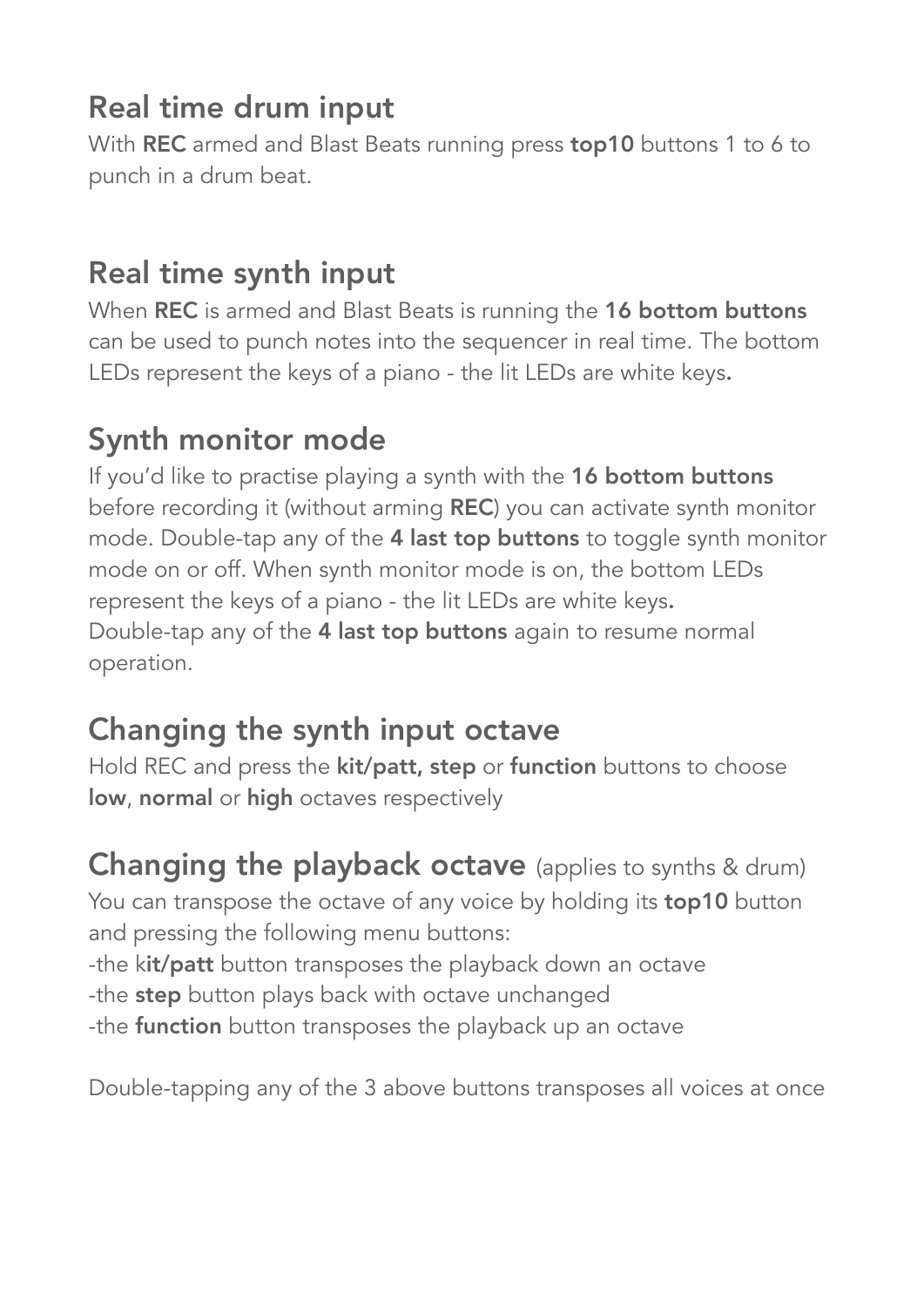## Real time drum input

With **REC** armed and Blast Beats running press **top10** buttons 1 to 6 to punch in a drum beat.

## Real time synth input

When **REC** is armed and Blast Beats is running the **16 bottom buttons** can be used to punch notes into the sequencer in real time. The bottom LEDs represent the keys of a piano - the lit LEDs are white keys**.**

## Synth monitor mode

If you'd like to practise playing a synth with the **16 bottom buttons** before recording it (without arming **REC**) you can activate synth monitor mode. Double-tap any of the **4 last top buttons** to toggle synth monitor mode on or off. When synth monitor mode is on, the bottom LEDs represent the keys of a piano - the lit LEDs are white keys**.**
Double-tap any of the **4 last top buttons** again to resume normal operation.

## Changing the synth input octave

Hold REC and press the **kit/patt, step** or **function** buttons to choose **low**, **normal** or **high** octaves respectively

## Changing the playback octave (applies to synths & drum)

You can transpose the octave of any voice by holding its **top10** button and pressing the following menu buttons:

-the k**it/patt** button transposes the playback down an octave
-the **step** button plays back with octave unchanged
-the **function** button transposes the playback up an octave

Double-tapping any of the 3 above buttons transposes all voices at once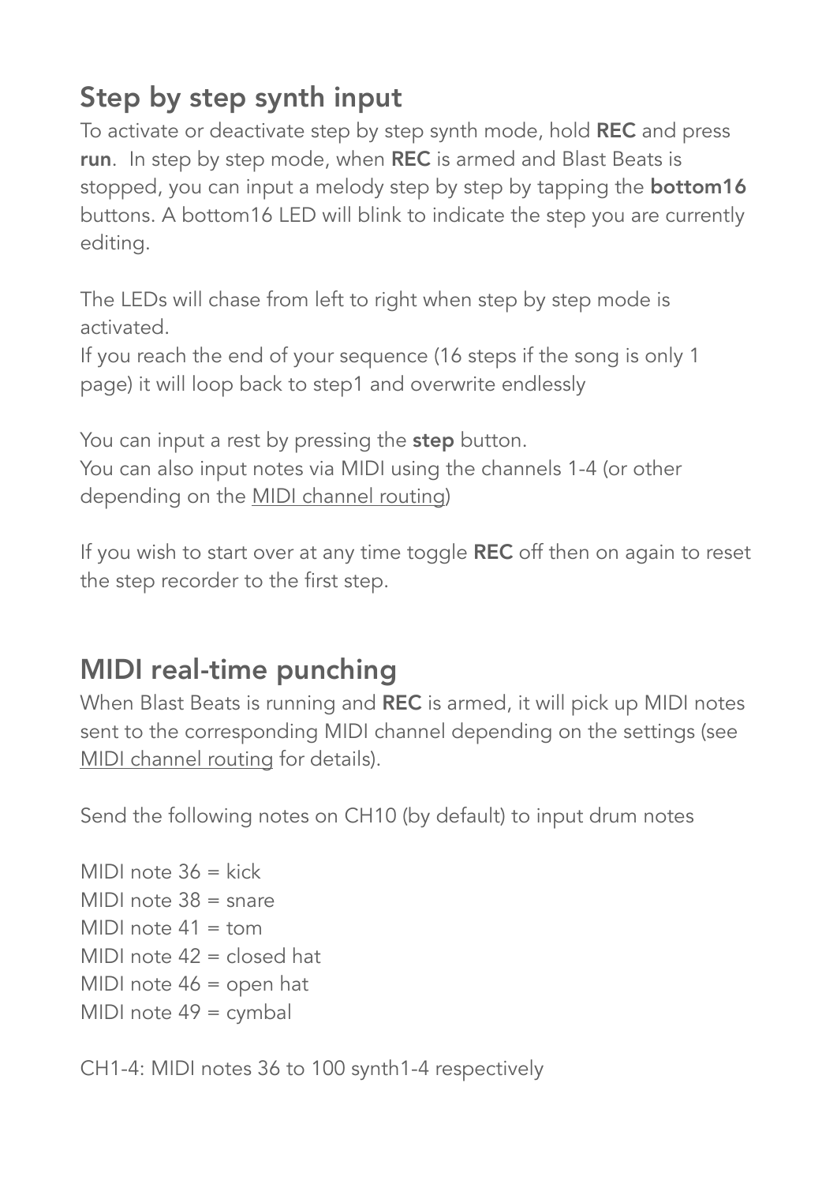## Step by step synth input

To activate or deactivate step by step synth mode, hold **REC** and press **run**. In step by step mode, when **REC** is armed and Blast Beats is stopped, you can input a melody step by step by tapping the **bottom16** buttons. A bottom16 LED will blink to indicate the step you are currently editing.

The LEDs will chase from left to right when step by step mode is activated.
If you reach the end of your sequence (16 steps if the song is only 1 page) it will loop back to step1 and overwrite endlessly

You can input a rest by pressing the **step** button.
You can also input notes via MIDI using the channels 1-4 (or other depending on the MIDI channel routing)

If you wish to start over at any time toggle **REC** off then on again to reset the step recorder to the first step.

## MIDI real-time punching

When Blast Beats is running and **REC** is armed, it will pick up MIDI notes sent to the corresponding MIDI channel depending on the settings (see MIDI channel routing for details).

Send the following notes on CH10 (by default) to input drum notes

MIDI note 36 = kick
MIDI note 38 = snare
MIDI note 41 = tom
MIDI note 42 = closed hat
MIDI note 46 = open hat
MIDI note 49 = cymbal

CH1-4: MIDI notes 36 to 100 synth1-4 respectively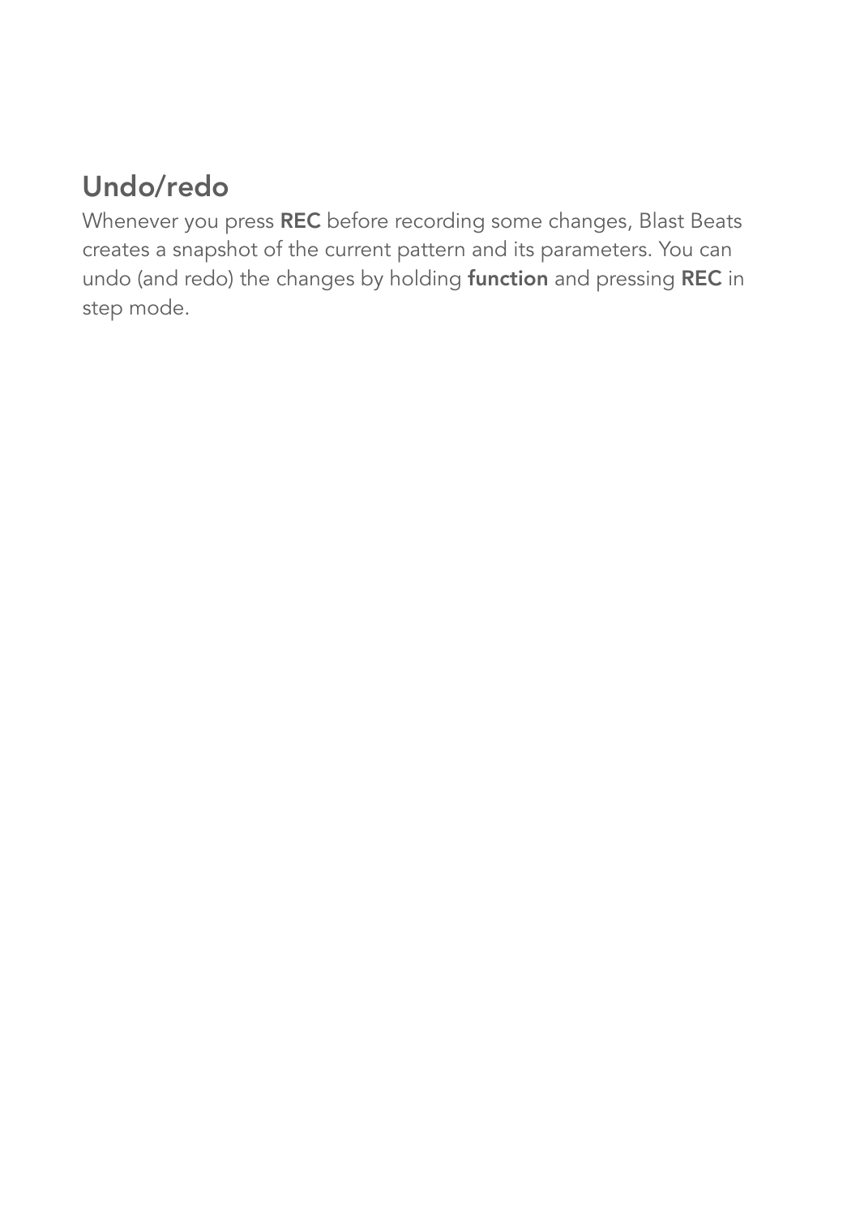## Undo/redo

Whenever you press **REC** before recording some changes, Blast Beats creates a snapshot of the current pattern and its parameters. You can undo (and redo) the changes by holding **function** and pressing **REC** in step mode.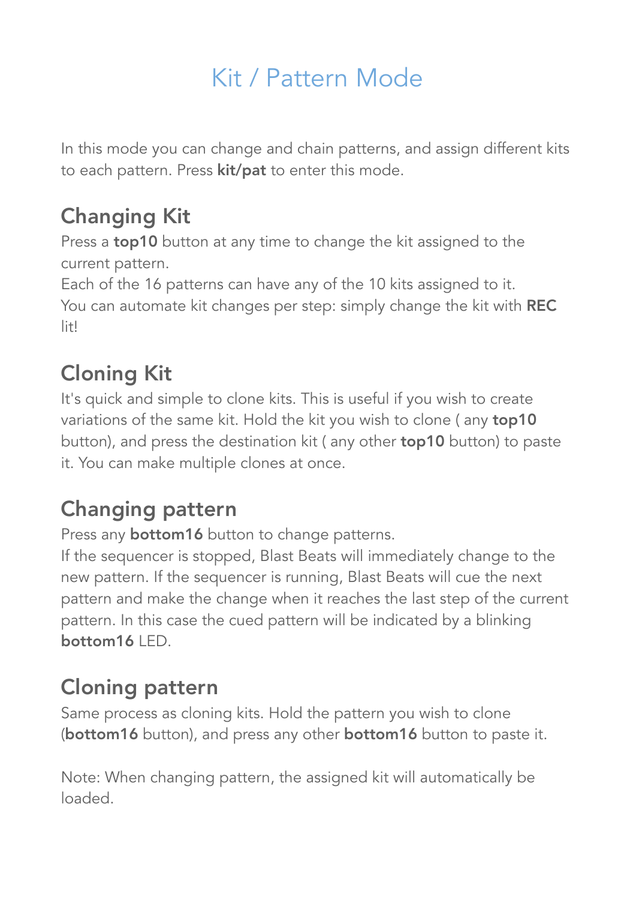# Kit / Pattern Mode

In this mode you can change and chain patterns, and assign different kits to each pattern. Press **kit/pat** to enter this mode.

## Changing Kit

Press a **top10** button at any time to change the kit assigned to the current pattern.
Each of the 16 patterns can have any of the 10 kits assigned to it.
You can automate kit changes per step: simply change the kit with **REC** lit!

## Cloning Kit

It's quick and simple to clone kits. This is useful if you wish to create variations of the same kit. Hold the kit you wish to clone ( any **top10** button), and press the destination kit ( any other **top10** button) to paste it. You can make multiple clones at once.

## Changing pattern

Press any **bottom16** button to change patterns.
If the sequencer is stopped, Blast Beats will immediately change to the new pattern. If the sequencer is running, Blast Beats will cue the next pattern and make the change when it reaches the last step of the current pattern. In this case the cued pattern will be indicated by a blinking **bottom16** LED.

## Cloning pattern

Same process as cloning kits. Hold the pattern you wish to clone (**bottom16** button), and press any other **bottom16** button to paste it.

Note: When changing pattern, the assigned kit will automatically be loaded.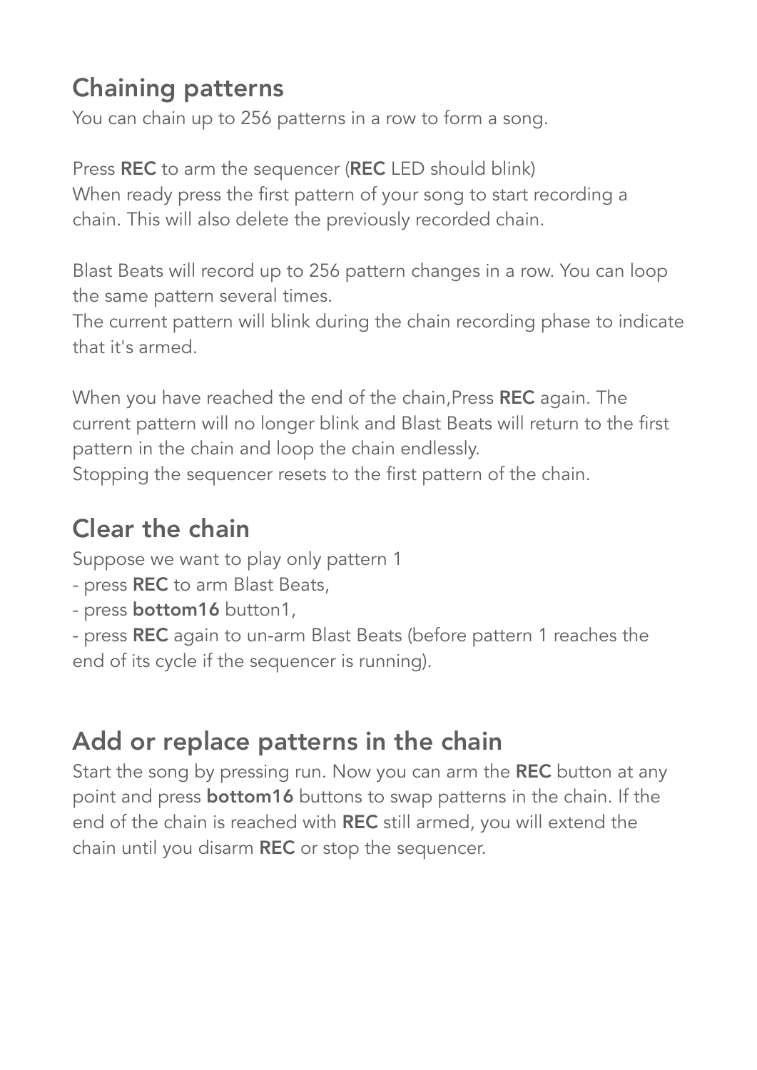## Chaining patterns

You can chain up to 256 patterns in a row to form a song.

Press **REC** to arm the sequencer (**REC** LED should blink)
When ready press the first pattern of your song to start recording a chain. This will also delete the previously recorded chain.

Blast Beats will record up to 256 pattern changes in a row. You can loop the same pattern several times.
The current pattern will blink during the chain recording phase to indicate that it's armed.

When you have reached the end of the chain,Press **REC** again. The current pattern will no longer blink and Blast Beats will return to the first pattern in the chain and loop the chain endlessly.
Stopping the sequencer resets to the first pattern of the chain.

## Clear the chain

Suppose we want to play only pattern 1
- press **REC** to arm Blast Beats,
- press **bottom16** button1,
- press **REC** again to un-arm Blast Beats (before pattern 1 reaches the end of its cycle if the sequencer is running).

## Add or replace patterns in the chain

Start the song by pressing run. Now you can arm the **REC** button at any point and press **bottom16** buttons to swap patterns in the chain. If the end of the chain is reached with **REC** still armed, you will extend the chain until you disarm **REC** or stop the sequencer.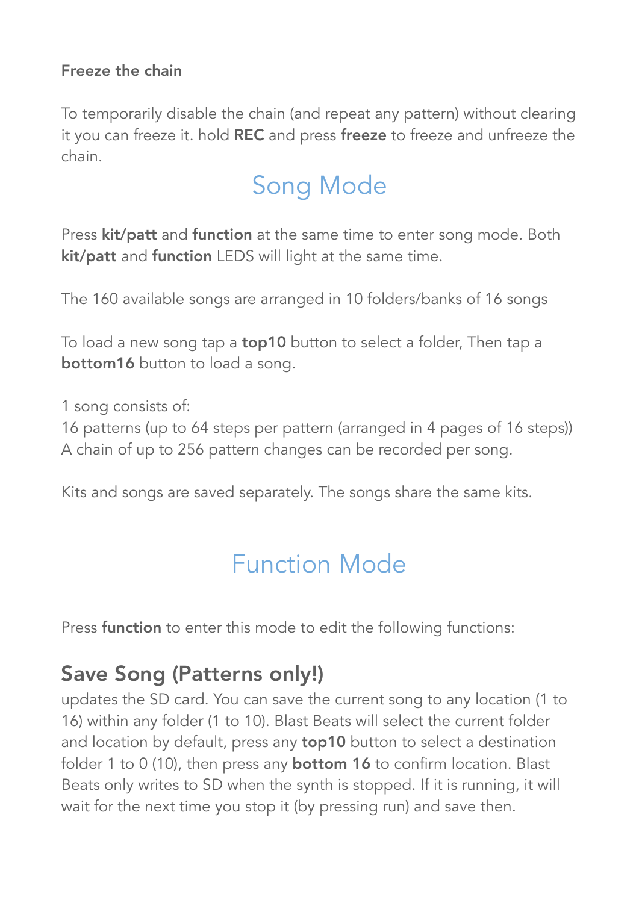**Freeze the chain**

To temporarily disable the chain (and repeat any pattern) without clearing it you can freeze it. hold **REC** and press **freeze** to freeze and unfreeze the chain.

# Song Mode

Press **kit/patt** and **function** at the same time to enter song mode. Both **kit/patt** and **function** LEDS will light at the same time.

The 160 available songs are arranged in 10 folders/banks of 16 songs

To load a new song tap a **top10** button to select a folder, Then tap a **bottom16** button to load a song.

1 song consists of:
16 patterns (up to 64 steps per pattern (arranged in 4 pages of 16 steps))
A chain of up to 256 pattern changes can be recorded per song.

Kits and songs are saved separately. The songs share the same kits.

# Function Mode

Press **function** to enter this mode to edit the following functions:

## Save Song (Patterns only!)

updates the SD card. You can save the current song to any location (1 to 16) within any folder (1 to 10). Blast Beats will select the current folder and location by default, press any **top10** button to select a destination folder 1 to 0 (10), then press any **bottom 16** to confirm location. Blast Beats only writes to SD when the synth is stopped. If it is running, it will wait for the next time you stop it (by pressing run) and save then.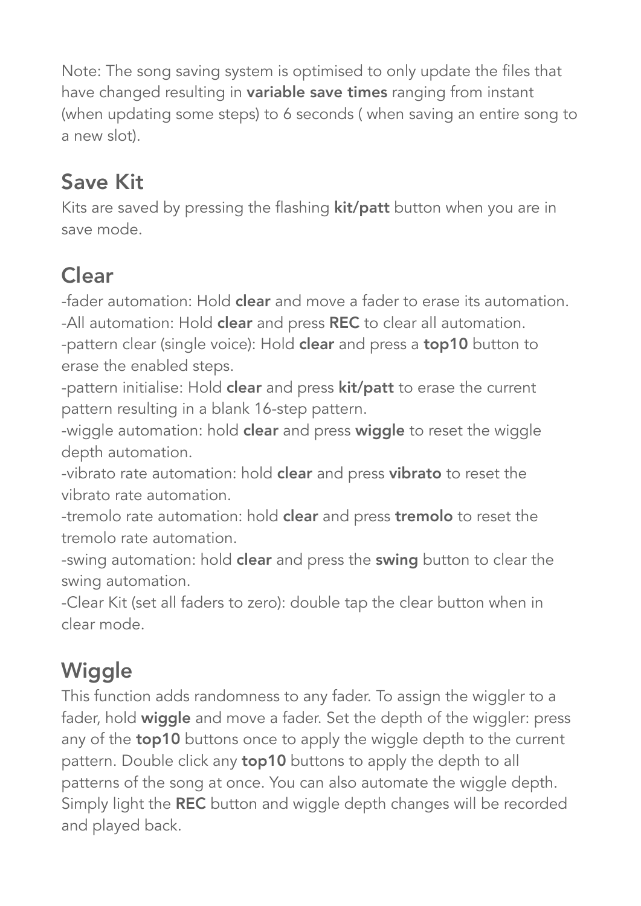Note: The song saving system is optimised to only update the files that have changed resulting in **variable save times** ranging from instant (when updating some steps) to 6 seconds ( when saving an entire song to a new slot).

## Save Kit

Kits are saved by pressing the flashing **kit/patt** button when you are in save mode.

## Clear

-fader automation: Hold **clear** and move a fader to erase its automation.
-All automation: Hold **clear** and press **REC** to clear all automation.
-pattern clear (single voice): Hold **clear** and press a **top10** button to erase the enabled steps.
-pattern initialise: Hold **clear** and press **kit/patt** to erase the current pattern resulting in a blank 16-step pattern.
-wiggle automation: hold **clear** and press **wiggle** to reset the wiggle depth automation.
-vibrato rate automation: hold **clear** and press **vibrato** to reset the vibrato rate automation.
-tremolo rate automation: hold **clear** and press **tremolo** to reset the tremolo rate automation.
-swing automation: hold **clear** and press the **swing** button to clear the swing automation.
-Clear Kit (set all faders to zero): double tap the clear button when in clear mode.

## Wiggle

This function adds randomness to any fader. To assign the wiggler to a fader, hold **wiggle** and move a fader. Set the depth of the wiggler: press any of the **top10** buttons once to apply the wiggle depth to the current pattern. Double click any **top10** buttons to apply the depth to all patterns of the song at once. You can also automate the wiggle depth. Simply light the **REC** button and wiggle depth changes will be recorded and played back.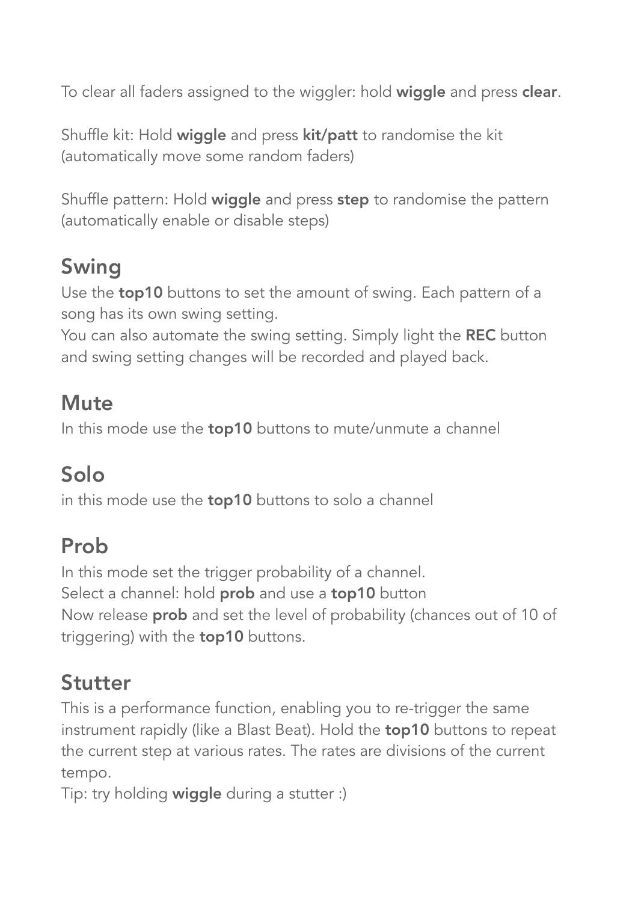To clear all faders assigned to the wiggler: hold **wiggle** and press **clear**.

Shuffle kit: Hold **wiggle** and press **kit/patt** to randomise the kit (automatically move some random faders)

Shuffle pattern: Hold **wiggle** and press **step** to randomise the pattern (automatically enable or disable steps)

## Swing

Use the **top10** buttons to set the amount of swing. Each pattern of a song has its own swing setting.
You can also automate the swing setting. Simply light the **REC** button and swing setting changes will be recorded and played back.

## Mute

In this mode use the **top10** buttons to mute/unmute a channel

## Solo

in this mode use the **top10** buttons to solo a channel

## Prob

In this mode set the trigger probability of a channel.
Select a channel: hold **prob** and use a **top10** button
Now release **prob** and set the level of probability (chances out of 10 of triggering) with the **top10** buttons.

## Stutter

This is a performance function, enabling you to re-trigger the same instrument rapidly (like a Blast Beat). Hold the **top10** buttons to repeat the current step at various rates. The rates are divisions of the current tempo.
Tip: try holding **wiggle** during a stutter :)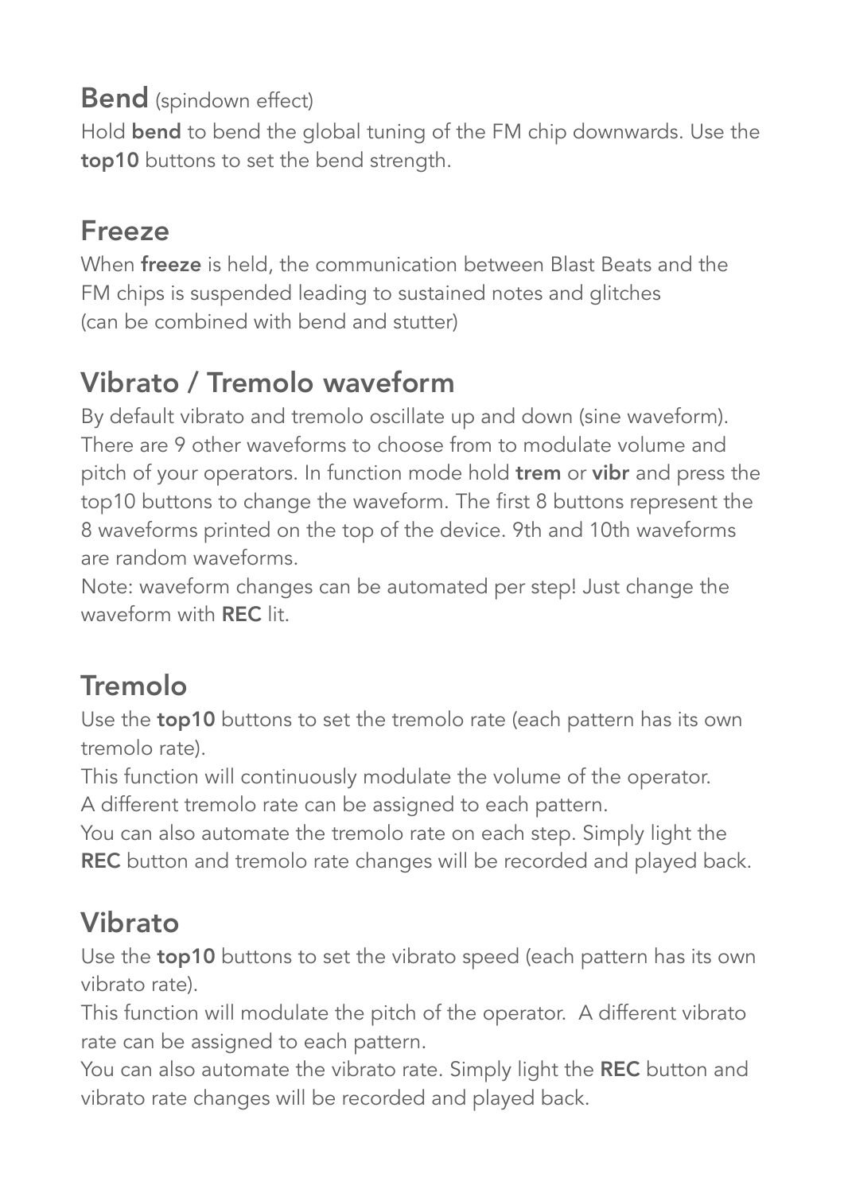## Bend (spindown effect)

Hold **bend** to bend the global tuning of the FM chip downwards. Use the **top10** buttons to set the bend strength.

## Freeze

When **freeze** is held, the communication between Blast Beats and the FM chips is suspended leading to sustained notes and glitches (can be combined with bend and stutter)

## Vibrato / Tremolo waveform

By default vibrato and tremolo oscillate up and down (sine waveform). There are 9 other waveforms to choose from to modulate volume and pitch of your operators. In function mode hold **trem** or **vibr** and press the top10 buttons to change the waveform. The first 8 buttons represent the 8 waveforms printed on the top of the device. 9th and 10th waveforms are random waveforms.

Note: waveform changes can be automated per step! Just change the waveform with **REC** lit.

## Tremolo

Use the **top10** buttons to set the tremolo rate (each pattern has its own tremolo rate).

This function will continuously modulate the volume of the operator. A different tremolo rate can be assigned to each pattern.

You can also automate the tremolo rate on each step. Simply light the **REC** button and tremolo rate changes will be recorded and played back.

## Vibrato

Use the **top10** buttons to set the vibrato speed (each pattern has its own vibrato rate).

This function will modulate the pitch of the operator. A different vibrato rate can be assigned to each pattern.

You can also automate the vibrato rate. Simply light the **REC** button and vibrato rate changes will be recorded and played back.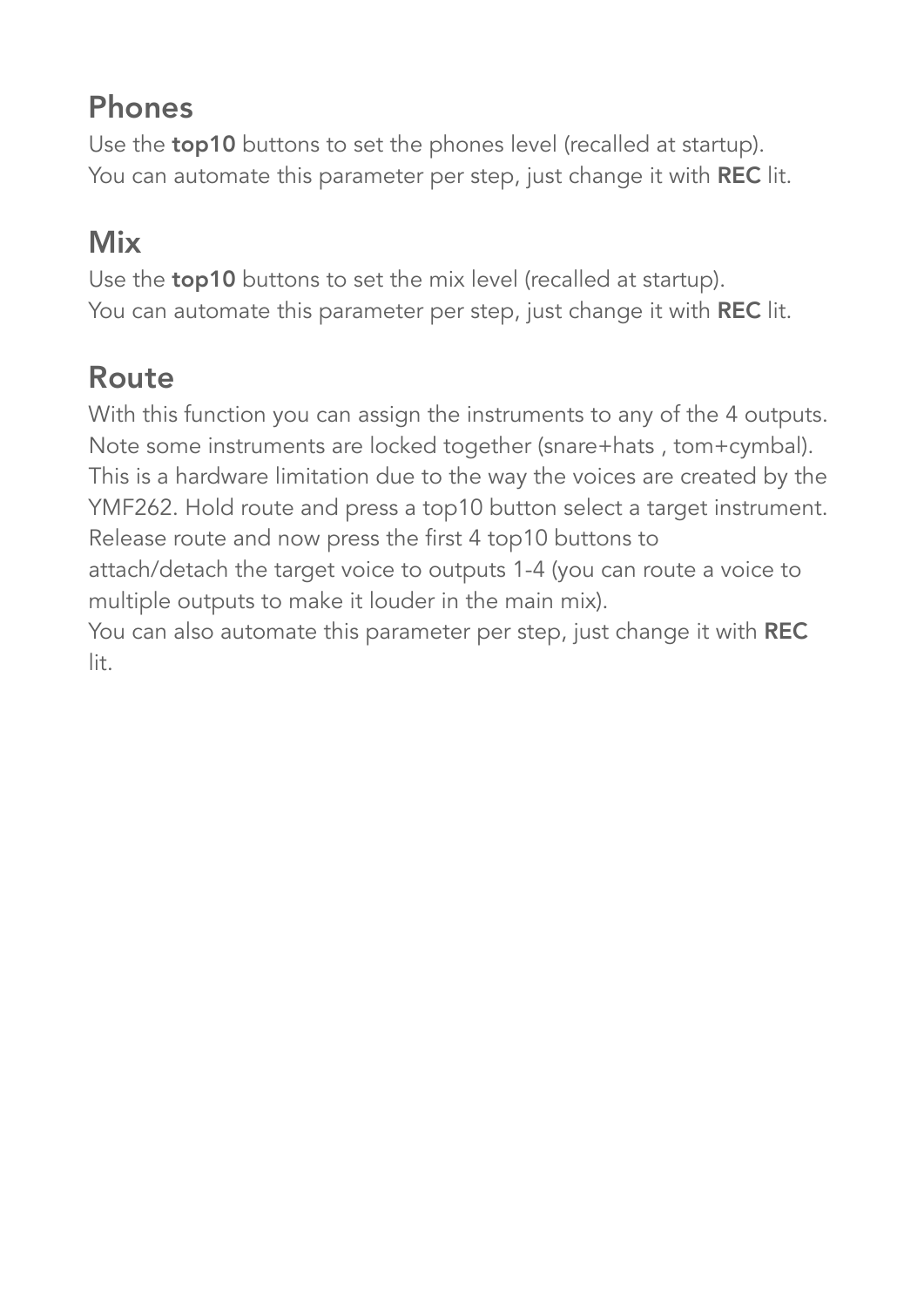## Phones

Use the **top10** buttons to set the phones level (recalled at startup).
You can automate this parameter per step, just change it with **REC** lit.

## Mix

Use the **top10** buttons to set the mix level (recalled at startup).
You can automate this parameter per step, just change it with **REC** lit.

## Route

With this function you can assign the instruments to any of the 4 outputs. Note some instruments are locked together (snare+hats , tom+cymbal). This is a hardware limitation due to the way the voices are created by the YMF262. Hold route and press a top10 button select a target instrument. Release route and now press the first 4 top10 buttons to attach/detach the target voice to outputs 1-4 (you can route a voice to multiple outputs to make it louder in the main mix).
You can also automate this parameter per step, just change it with **REC** lit.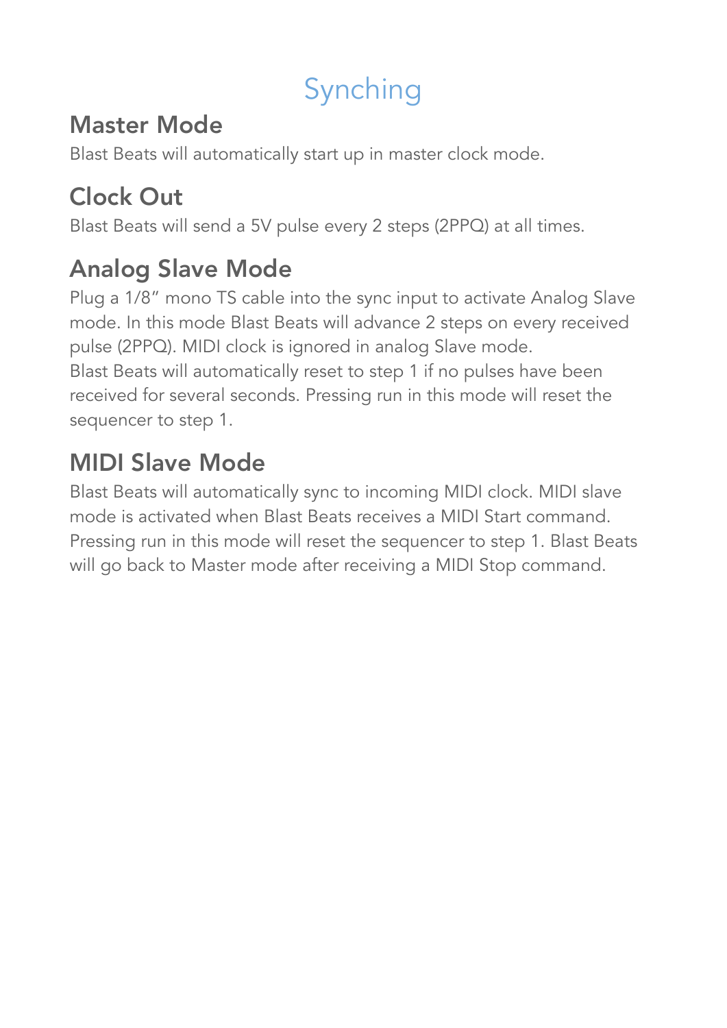# Synching

## Master Mode

Blast Beats will automatically start up in master clock mode.

## Clock Out

Blast Beats will send a 5V pulse every 2 steps (2PPQ) at all times.

## Analog Slave Mode

Plug a 1/8" mono TS cable into the sync input to activate Analog Slave mode. In this mode Blast Beats will advance 2 steps on every received pulse (2PPQ). MIDI clock is ignored in analog Slave mode.
Blast Beats will automatically reset to step 1 if no pulses have been received for several seconds. Pressing run in this mode will reset the sequencer to step 1.

## MIDI Slave Mode

Blast Beats will automatically sync to incoming MIDI clock. MIDI slave mode is activated when Blast Beats receives a MIDI Start command. Pressing run in this mode will reset the sequencer to step 1. Blast Beats will go back to Master mode after receiving a MIDI Stop command.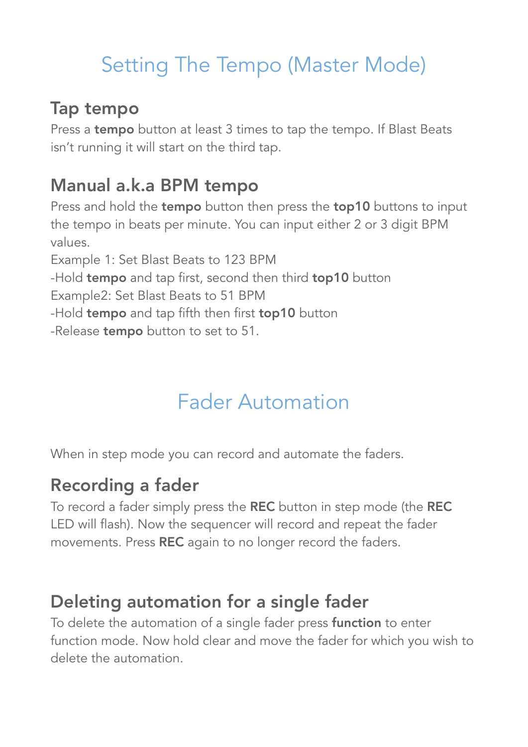# Setting The Tempo (Master Mode)

## Tap tempo

Press a **tempo** button at least 3 times to tap the tempo. If Blast Beats isn't running it will start on the third tap.

## Manual a.k.a BPM tempo

Press and hold the **tempo** button then press the **top10** buttons to input the tempo in beats per minute. You can input either 2 or 3 digit BPM values.

Example 1: Set Blast Beats to 123 BPM

-Hold **tempo** and tap first, second then third **top10** button

Example2: Set Blast Beats to 51 BPM

-Hold **tempo** and tap fifth then first **top10** button

-Release **tempo** button to set to 51.

# Fader Automation

When in step mode you can record and automate the faders.

## Recording a fader

To record a fader simply press the **REC** button in step mode (the **REC** LED will flash). Now the sequencer will record and repeat the fader movements. Press **REC** again to no longer record the faders.

## Deleting automation for a single fader

To delete the automation of a single fader press **function** to enter function mode. Now hold clear and move the fader for which you wish to delete the automation.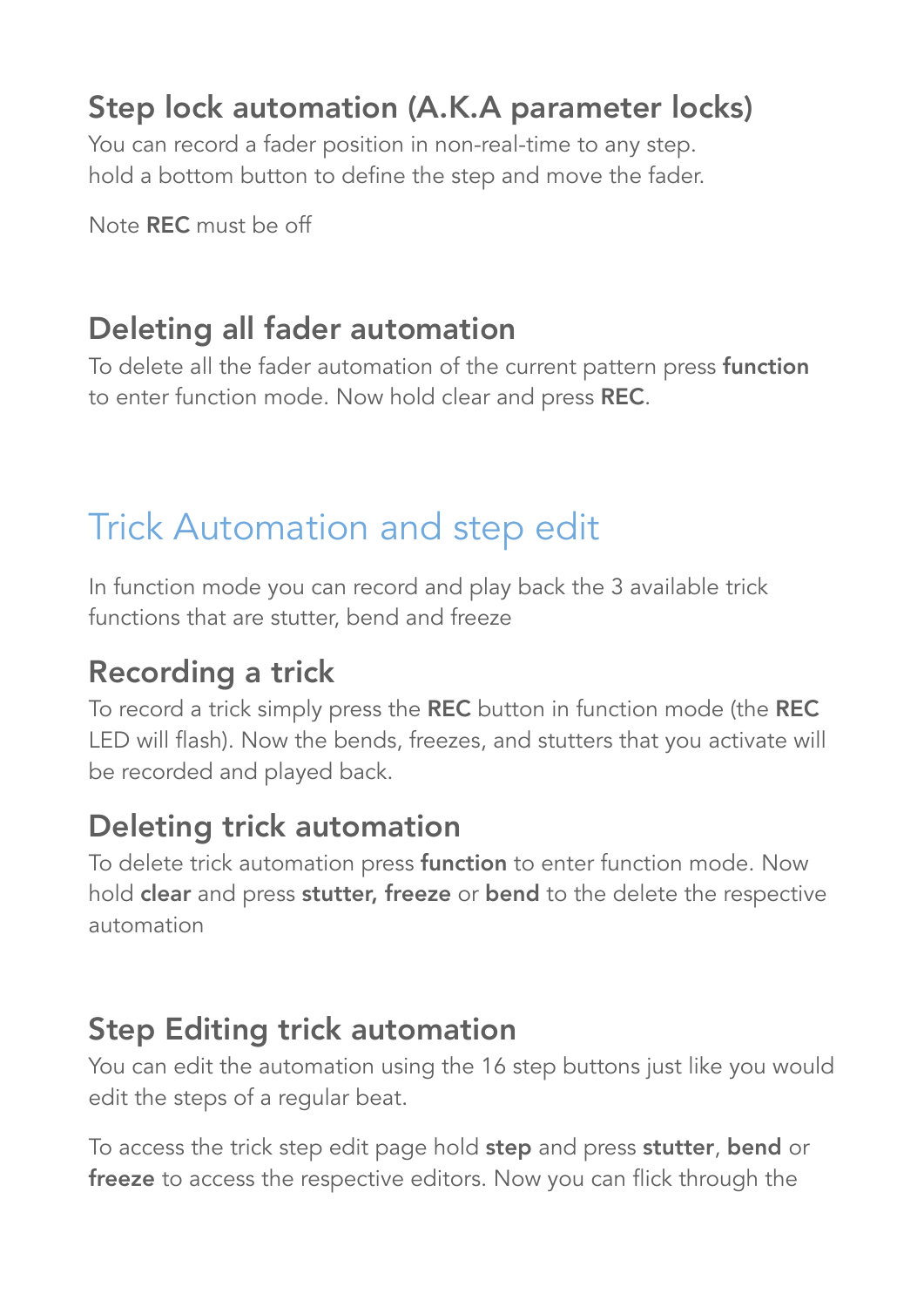### Step lock automation (A.K.A parameter locks)

You can record a fader position in non-real-time to any step.
hold a bottom button to define the step and move the fader.

Note **REC** must be off

### Deleting all fader automation

To delete all the fader automation of the current pattern press **function** to enter function mode. Now hold clear and press **REC**.

## Trick Automation and step edit

In function mode you can record and play back the 3 available trick functions that are stutter, bend and freeze

### Recording a trick

To record a trick simply press the **REC** button in function mode (the **REC** LED will flash). Now the bends, freezes, and stutters that you activate will be recorded and played back.

### Deleting trick automation

To delete trick automation press **function** to enter function mode. Now hold **clear** and press **stutter, freeze** or **bend** to the delete the respective automation

### Step Editing trick automation

You can edit the automation using the 16 step buttons just like you would edit the steps of a regular beat.

To access the trick step edit page hold **step** and press **stutter**, **bend** or **freeze** to access the respective editors. Now you can flick through the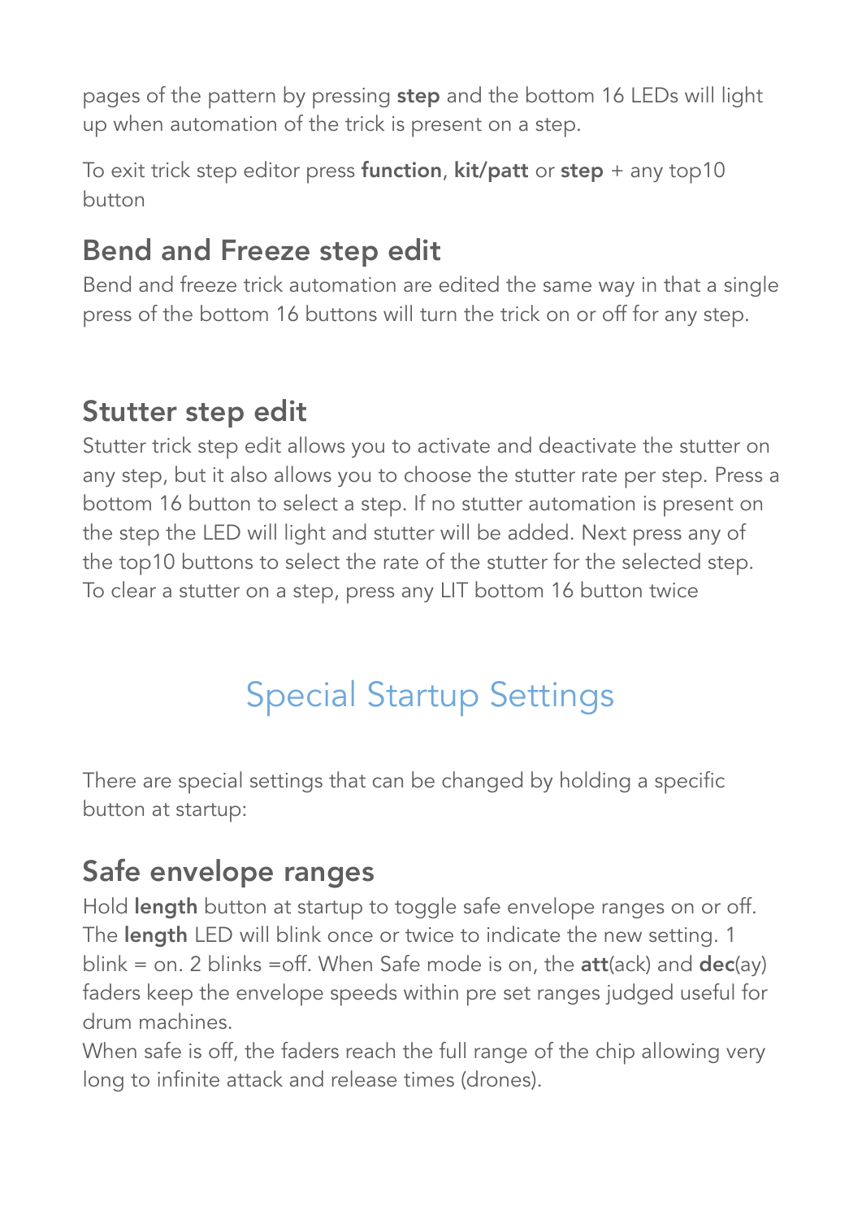pages of the pattern by pressing **step** and the bottom 16 LEDs will light up when automation of the trick is present on a step.

To exit trick step editor press **function**, **kit/patt** or **step** + any top10 button

### Bend and Freeze step edit

Bend and freeze trick automation are edited the same way in that a single press of the bottom 16 buttons will turn the trick on or off for any step.

### Stutter step edit

Stutter trick step edit allows you to activate and deactivate the stutter on any step, but it also allows you to choose the stutter rate per step. Press a bottom 16 button to select a step. If no stutter automation is present on the step the LED will light and stutter will be added. Next press any of the top10 buttons to select the rate of the stutter for the selected step. To clear a stutter on a step, press any LIT bottom 16 button twice

## Special Startup Settings

There are special settings that can be changed by holding a specific button at startup:

### Safe envelope ranges

Hold **length** button at startup to toggle safe envelope ranges on or off. The **length** LED will blink once or twice to indicate the new setting. 1 blink = on. 2 blinks =off. When Safe mode is on, the **att**(ack) and **dec**(ay) faders keep the envelope speeds within pre set ranges judged useful for drum machines.
When safe is off, the faders reach the full range of the chip allowing very long to infinite attack and release times (drones).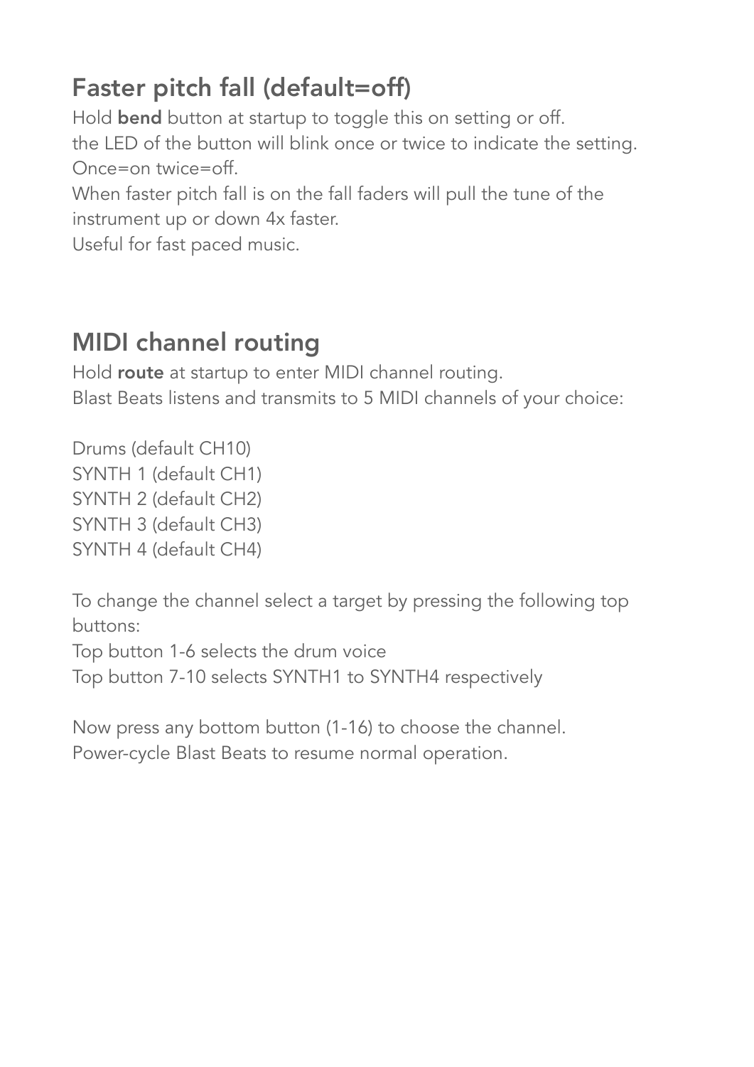## Faster pitch fall (default=off)

Hold **bend** button at startup to toggle this on setting or off.
the LED of the button will blink once or twice to indicate the setting.
Once=on twice=off.
When faster pitch fall is on the fall faders will pull the tune of the instrument up or down 4x faster.
Useful for fast paced music.

## MIDI channel routing

Hold **route** at startup to enter MIDI channel routing.
Blast Beats listens and transmits to 5 MIDI channels of your choice:

Drums (default CH10)
SYNTH 1 (default CH1)
SYNTH 2 (default CH2)
SYNTH 3 (default CH3)
SYNTH 4 (default CH4)

To change the channel select a target by pressing the following top buttons:
Top button 1-6 selects the drum voice
Top button 7-10 selects SYNTH1 to SYNTH4 respectively

Now press any bottom button (1-16) to choose the channel.
Power-cycle Blast Beats to resume normal operation.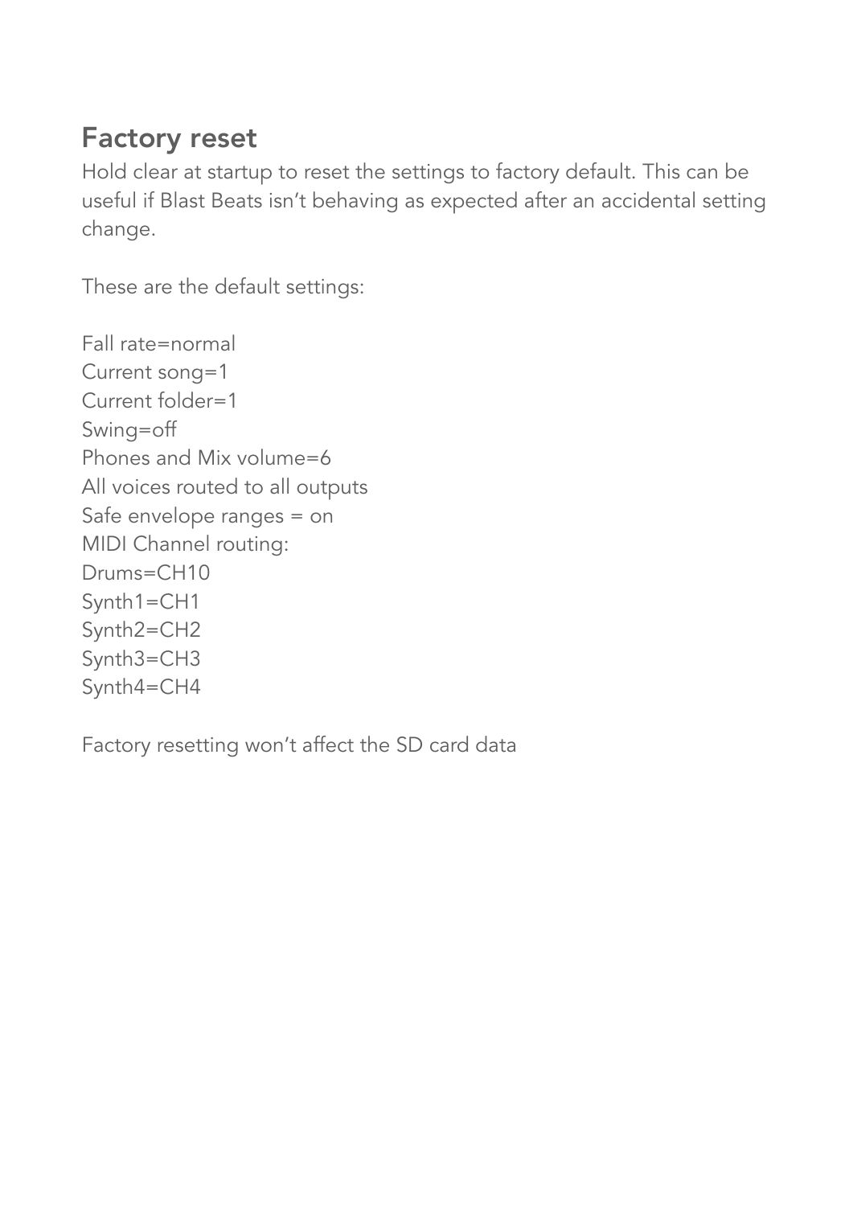## Factory reset

Hold clear at startup to reset the settings to factory default. This can be useful if Blast Beats isn't behaving as expected after an accidental setting change.

These are the default settings:

Fall rate=normal
Current song=1
Current folder=1
Swing=off
Phones and Mix volume=6
All voices routed to all outputs
Safe envelope ranges = on
MIDI Channel routing:
Drums=CH10
Synth1=CH1
Synth2=CH2
Synth3=CH3
Synth4=CH4

Factory resetting won't affect the SD card data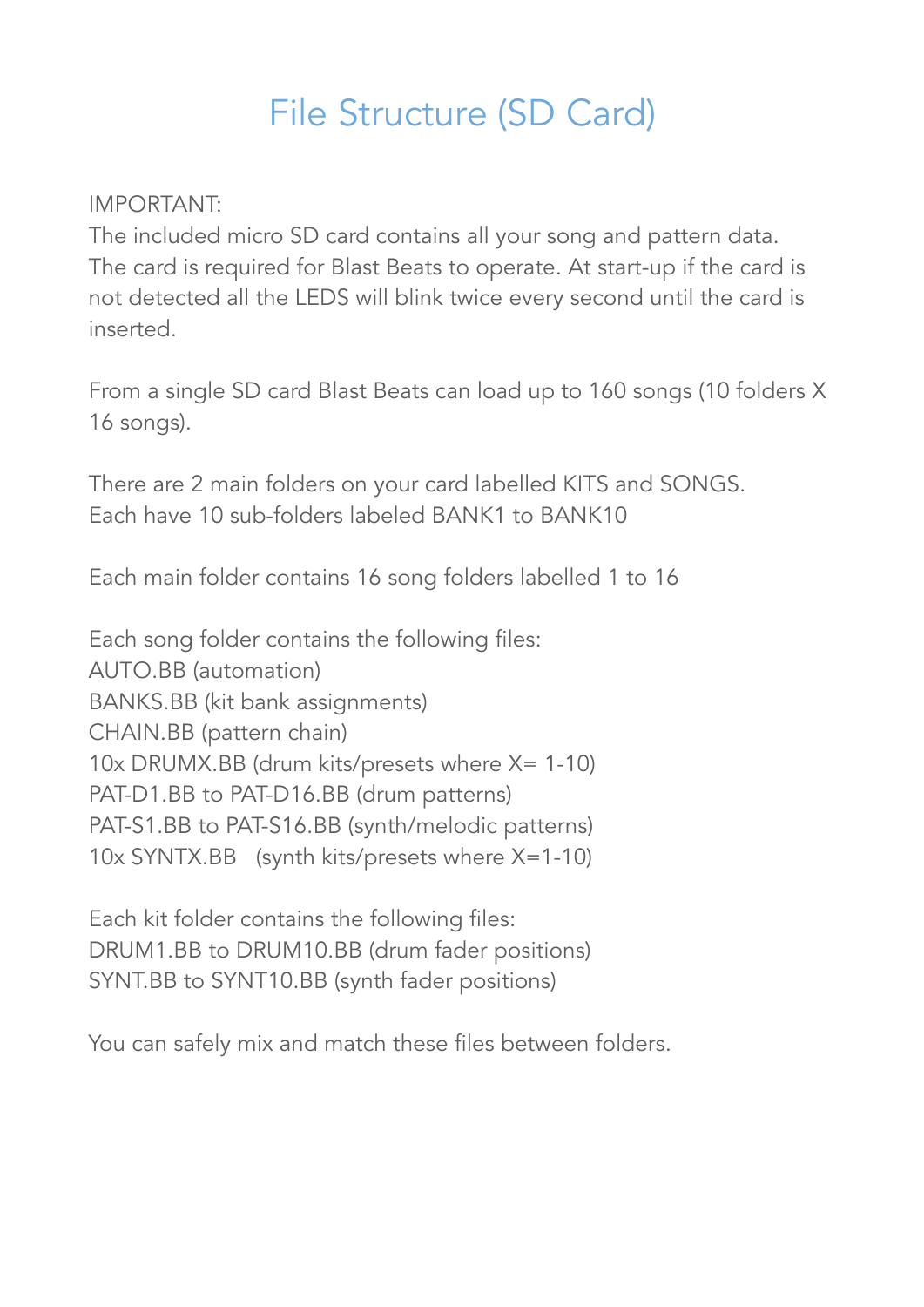# File Structure (SD Card)

IMPORTANT:
The included micro SD card contains all your song and pattern data. The card is required for Blast Beats to operate. At start-up if the card is not detected all the LEDS will blink twice every second until the card is inserted.

From a single SD card Blast Beats can load up to 160 songs (10 folders X 16 songs).

There are 2 main folders on your card labelled KITS and SONGS.
Each have 10 sub-folders labeled BANK1 to BANK10

Each main folder contains 16 song folders labelled 1 to 16

Each song folder contains the following files:
AUTO.BB (automation)
BANKS.BB (kit bank assignments)
CHAIN.BB (pattern chain)
10x DRUMX.BB (drum kits/presets where X= 1-10)
PAT-D1.BB to PAT-D16.BB (drum patterns)
PAT-S1.BB to PAT-S16.BB (synth/melodic patterns)
10x SYNTX.BB   (synth kits/presets where X=1-10)

Each kit folder contains the following files:
DRUM1.BB to DRUM10.BB (drum fader positions)
SYNT.BB to SYNT10.BB (synth fader positions)

You can safely mix and match these files between folders.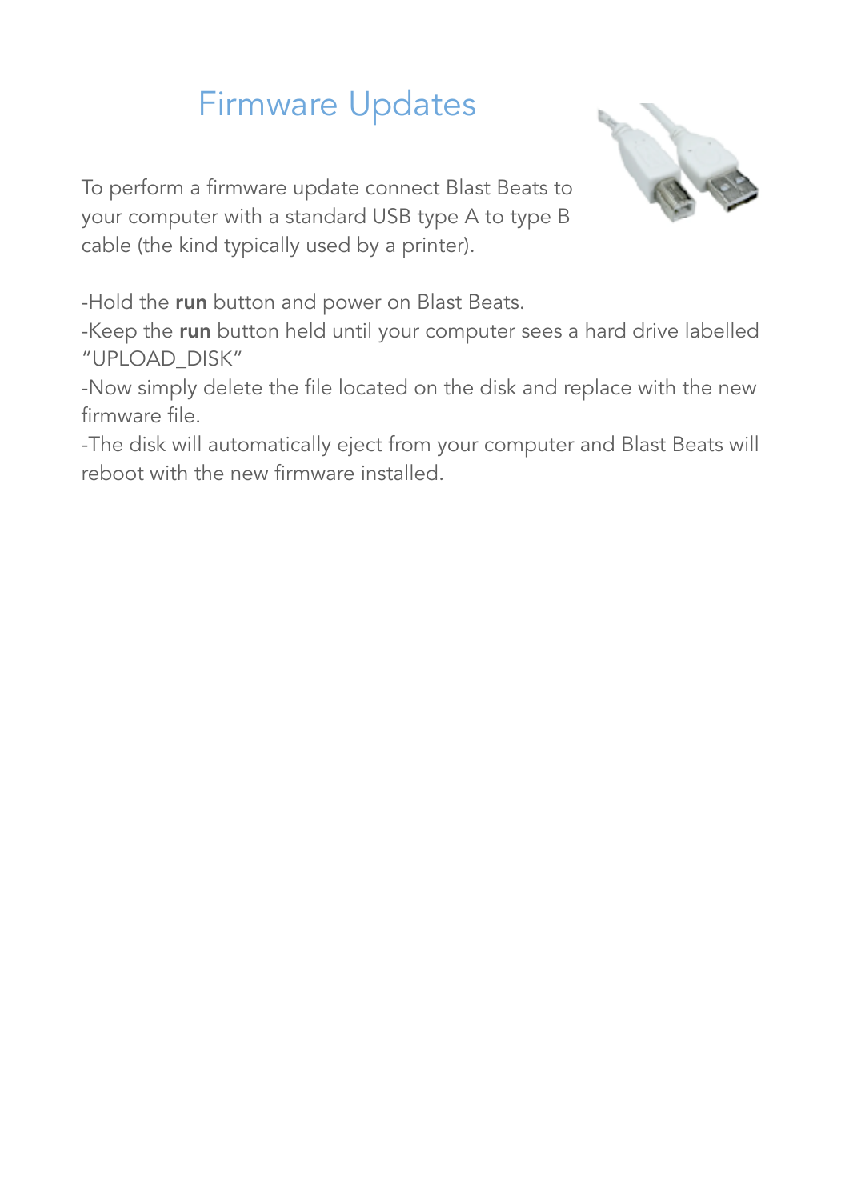# Firmware Updates

To perform a firmware update connect Blast Beats to your computer with a standard USB type A to type B cable (the kind typically used by a printer).

-Hold the **run** button and power on Blast Beats.
-Keep the **run** button held until your computer sees a hard drive labelled "UPLOAD_DISK"
-Now simply delete the file located on the disk and replace with the new firmware file.
-The disk will automatically eject from your computer and Blast Beats will reboot with the new firmware installed.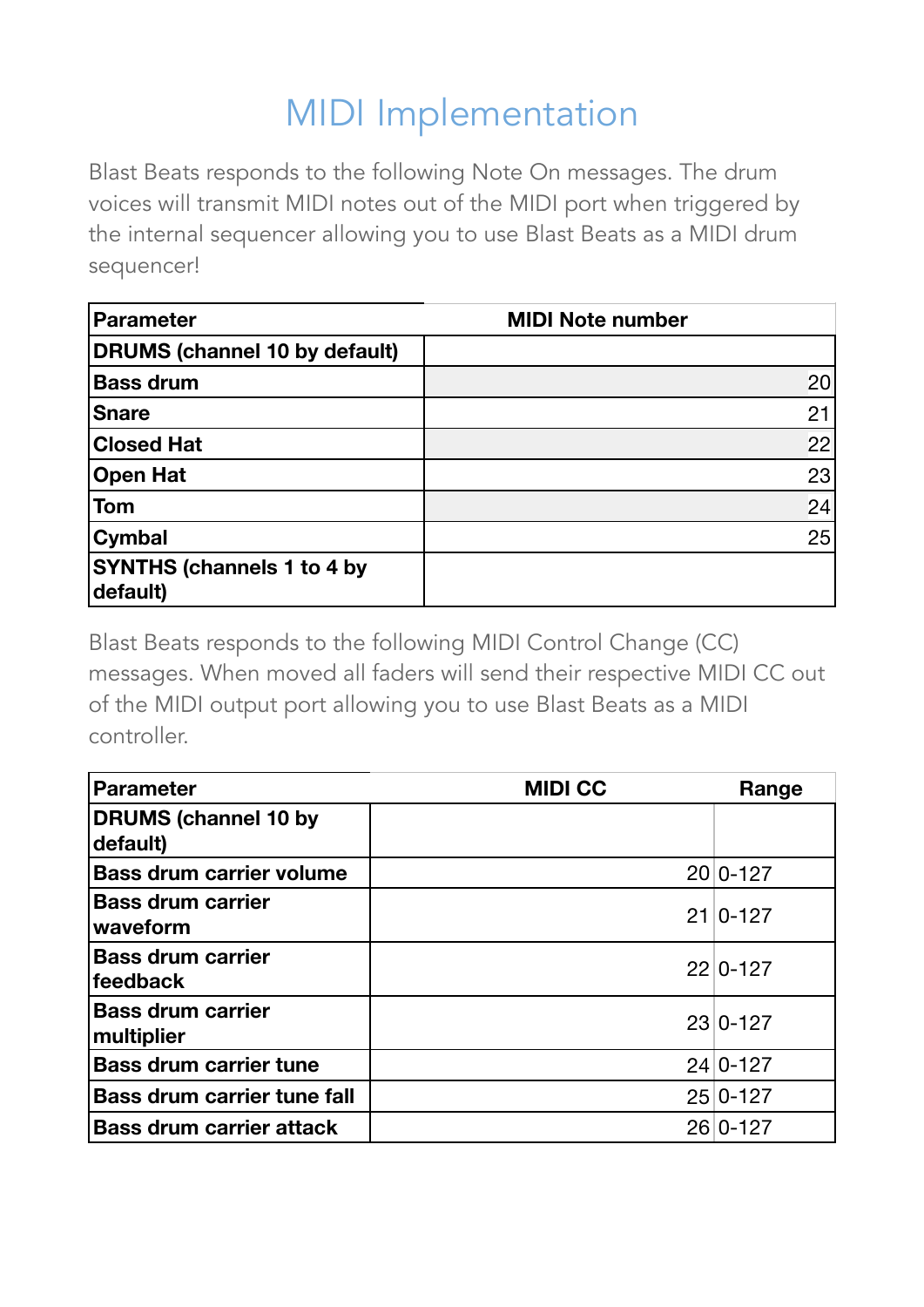# MIDI Implementation

Blast Beats responds to the following Note On messages. The drum voices will transmit MIDI notes out of the MIDI port when triggered by the internal sequencer allowing you to use Blast Beats as a MIDI drum sequencer!

| Parameter | MIDI Note number |
|---|---|
| **DRUMS (channel 10 by default)** | |
| **Bass drum** | 20 |
| **Snare** | 21 |
| **Closed Hat** | 22 |
| **Open Hat** | 23 |
| **Tom** | 24 |
| **Cymbal** | 25 |
| **SYNTHS (channels 1 to 4 by default)** | |

Blast Beats responds to the following MIDI Control Change (CC) messages. When moved all faders will send their respective MIDI CC out of the MIDI output port allowing you to use Blast Beats as a MIDI controller.

| Parameter | MIDI CC | Range |
|---|---|---|
| **DRUMS (channel 10 by default)** | | |
| **Bass drum carrier volume** | 20 | 0-127 |
| **Bass drum carrier waveform** | 21 | 0-127 |
| **Bass drum carrier feedback** | 22 | 0-127 |
| **Bass drum carrier multiplier** | 23 | 0-127 |
| **Bass drum carrier tune** | 24 | 0-127 |
| **Bass drum carrier tune fall** | 25 | 0-127 |
| **Bass drum carrier attack** | 26 | 0-127 |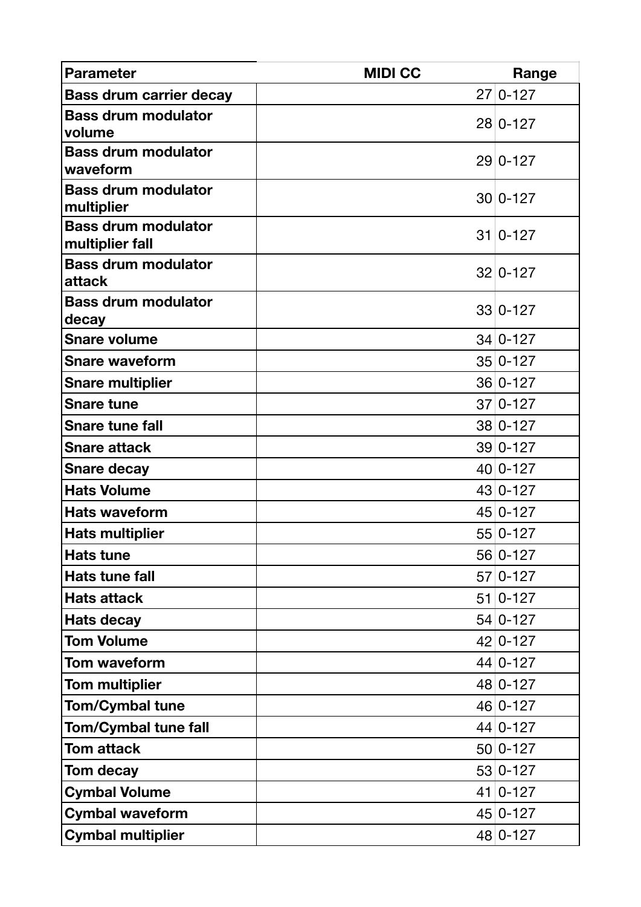| Parameter | MIDI CC | Range |
| --- | --- | --- |
| **Bass drum carrier decay** | 27 | 0-127 |
| **Bass drum modulator volume** | 28 | 0-127 |
| **Bass drum modulator waveform** | 29 | 0-127 |
| **Bass drum modulator multiplier** | 30 | 0-127 |
| **Bass drum modulator multiplier fall** | 31 | 0-127 |
| **Bass drum modulator attack** | 32 | 0-127 |
| **Bass drum modulator decay** | 33 | 0-127 |
| **Snare volume** | 34 | 0-127 |
| **Snare waveform** | 35 | 0-127 |
| **Snare multiplier** | 36 | 0-127 |
| **Snare tune** | 37 | 0-127 |
| **Snare tune fall** | 38 | 0-127 |
| **Snare attack** | 39 | 0-127 |
| **Snare decay** | 40 | 0-127 |
| **Hats Volume** | 43 | 0-127 |
| **Hats waveform** | 45 | 0-127 |
| **Hats multiplier** | 55 | 0-127 |
| **Hats tune** | 56 | 0-127 |
| **Hats tune fall** | 57 | 0-127 |
| **Hats attack** | 51 | 0-127 |
| **Hats decay** | 54 | 0-127 |
| **Tom Volume** | 42 | 0-127 |
| **Tom waveform** | 44 | 0-127 |
| **Tom multiplier** | 48 | 0-127 |
| **Tom/Cymbal tune** | 46 | 0-127 |
| **Tom/Cymbal tune fall** | 44 | 0-127 |
| **Tom attack** | 50 | 0-127 |
| **Tom decay** | 53 | 0-127 |
| **Cymbal Volume** | 41 | 0-127 |
| **Cymbal waveform** | 45 | 0-127 |
| **Cymbal multiplier** | 48 | 0-127 |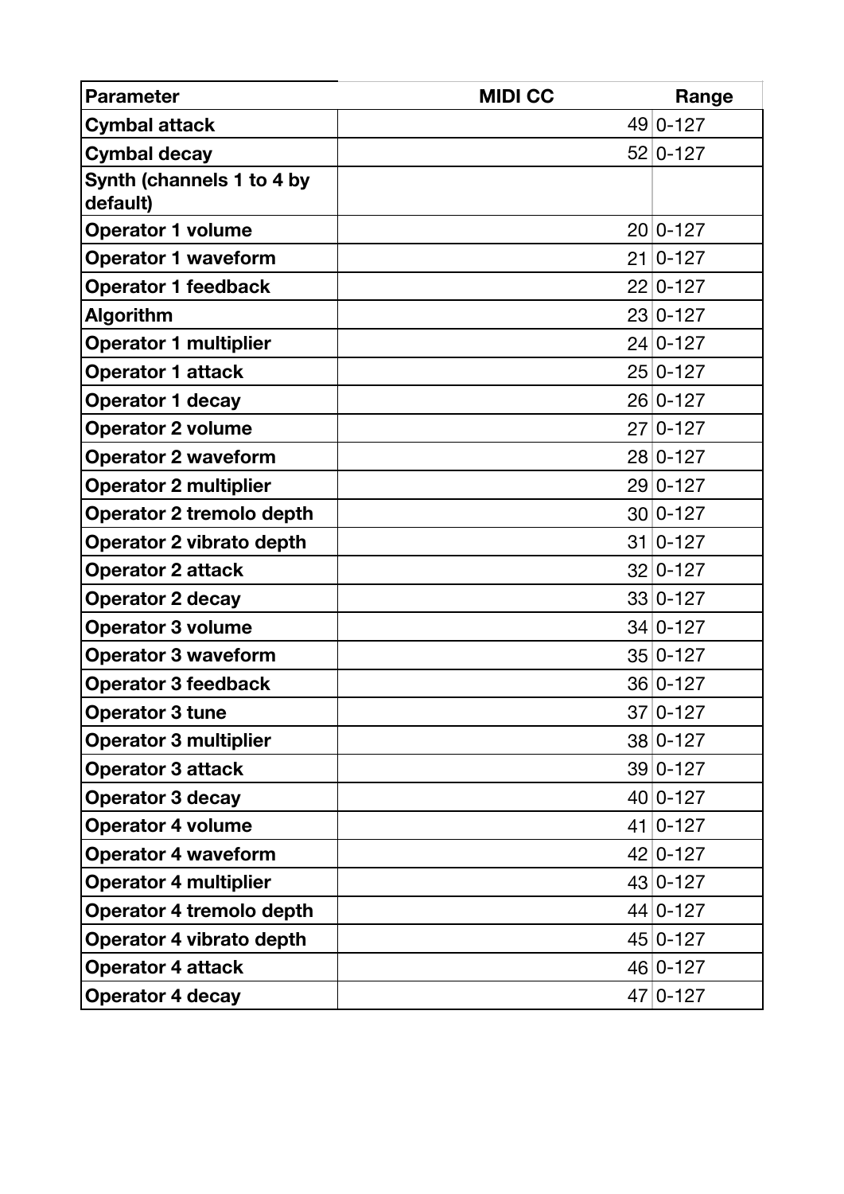| Parameter | MIDI CC | Range |
|---|---|---|
| **Cymbal attack** | 49 | 0-127 |
| **Cymbal decay** | 52 | 0-127 |
| **Synth (channels 1 to 4 by default)** | | |
| **Operator 1 volume** | 20 | 0-127 |
| **Operator 1 waveform** | 21 | 0-127 |
| **Operator 1 feedback** | 22 | 0-127 |
| **Algorithm** | 23 | 0-127 |
| **Operator 1 multiplier** | 24 | 0-127 |
| **Operator 1 attack** | 25 | 0-127 |
| **Operator 1 decay** | 26 | 0-127 |
| **Operator 2 volume** | 27 | 0-127 |
| **Operator 2 waveform** | 28 | 0-127 |
| **Operator 2 multiplier** | 29 | 0-127 |
| **Operator 2 tremolo depth** | 30 | 0-127 |
| **Operator 2 vibrato depth** | 31 | 0-127 |
| **Operator 2 attack** | 32 | 0-127 |
| **Operator 2 decay** | 33 | 0-127 |
| **Operator 3 volume** | 34 | 0-127 |
| **Operator 3 waveform** | 35 | 0-127 |
| **Operator 3 feedback** | 36 | 0-127 |
| **Operator 3 tune** | 37 | 0-127 |
| **Operator 3 multiplier** | 38 | 0-127 |
| **Operator 3 attack** | 39 | 0-127 |
| **Operator 3 decay** | 40 | 0-127 |
| **Operator 4 volume** | 41 | 0-127 |
| **Operator 4 waveform** | 42 | 0-127 |
| **Operator 4 multiplier** | 43 | 0-127 |
| **Operator 4 tremolo depth** | 44 | 0-127 |
| **Operator 4 vibrato depth** | 45 | 0-127 |
| **Operator 4 attack** | 46 | 0-127 |
| **Operator 4 decay** | 47 | 0-127 |